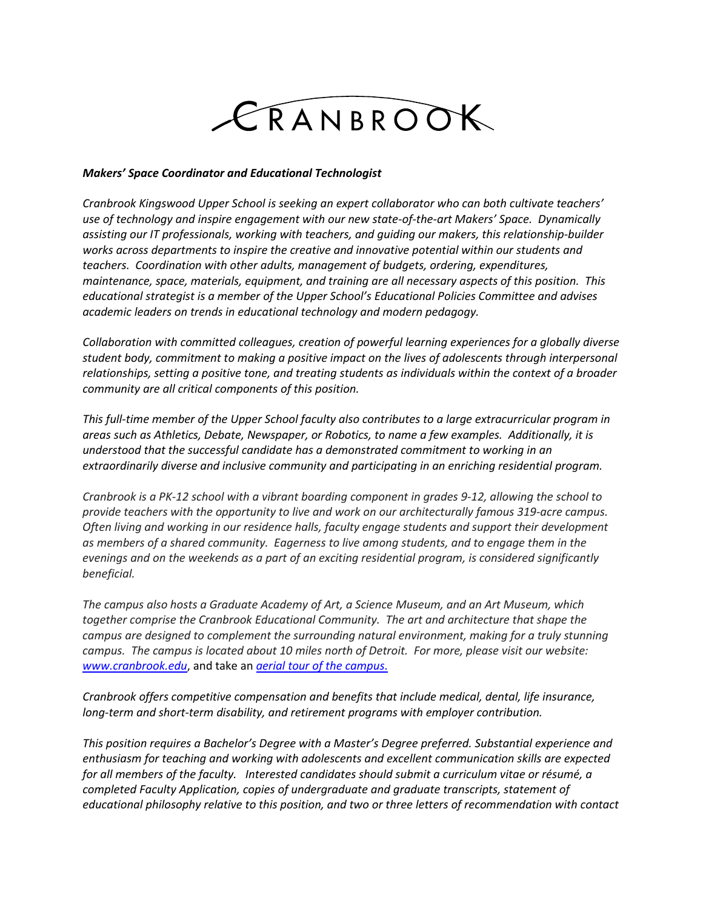# CRANBROOK

***Makers' Space Coordinator and Educational Technologist***

*Cranbrook Kingswood Upper School is seeking an expert collaborator who can both cultivate teachers' use of technology and inspire engagement with our new state-of-the-art Makers' Space. Dynamically assisting our IT professionals, working with teachers, and guiding our makers, this relationship-builder works across departments to inspire the creative and innovative potential within our students and teachers. Coordination with other adults, management of budgets, ordering, expenditures, maintenance, space, materials, equipment, and training are all necessary aspects of this position. This educational strategist is a member of the Upper School's Educational Policies Committee and advises academic leaders on trends in educational technology and modern pedagogy.*

*Collaboration with committed colleagues, creation of powerful learning experiences for a globally diverse student body, commitment to making a positive impact on the lives of adolescents through interpersonal relationships, setting a positive tone, and treating students as individuals within the context of a broader community are all critical components of this position.*

*This full-time member of the Upper School faculty also contributes to a large extracurricular program in areas such as Athletics, Debate, Newspaper, or Robotics, to name a few examples. Additionally, it is understood that the successful candidate has a demonstrated commitment to working in an extraordinarily diverse and inclusive community and participating in an enriching residential program.*

*Cranbrook is a PK-12 school with a vibrant boarding component in grades 9-12, allowing the school to provide teachers with the opportunity to live and work on our architecturally famous 319-acre campus. Often living and working in our residence halls, faculty engage students and support their development as members of a shared community. Eagerness to live among students, and to engage them in the evenings and on the weekends as a part of an exciting residential program, is considered significantly beneficial.*

*The campus also hosts a Graduate Academy of Art, a Science Museum, and an Art Museum, which together comprise the Cranbrook Educational Community. The art and architecture that shape the campus are designed to complement the surrounding natural environment, making for a truly stunning campus. The campus is located about 10 miles north of Detroit. For more, please visit our website: [www.cranbrook.edu](http://www.cranbrook.edu)*, and take an *[aerial tour of the campus.](#)*

*Cranbrook offers competitive compensation and benefits that include medical, dental, life insurance, long-term and short-term disability, and retirement programs with employer contribution.*

*This position requires a Bachelor's Degree with a Master's Degree preferred. Substantial experience and enthusiasm for teaching and working with adolescents and excellent communication skills are expected for all members of the faculty. Interested candidates should submit a curriculum vitae or résumé, a completed Faculty Application, copies of undergraduate and graduate transcripts, statement of educational philosophy relative to this position, and two or three letters of recommendation with contact*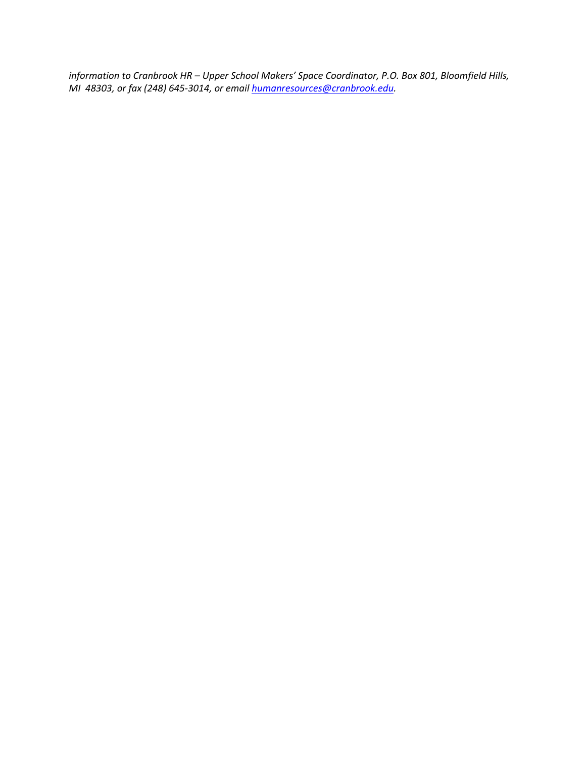*information to Cranbrook HR – Upper School Makers' Space Coordinator, P.O. Box 801, Bloomfield Hills, MI 48303, or fax (248) 645-3014, or email [humanresources@cranbrook.edu](mailto:humanresources@cranbrook.edu).*